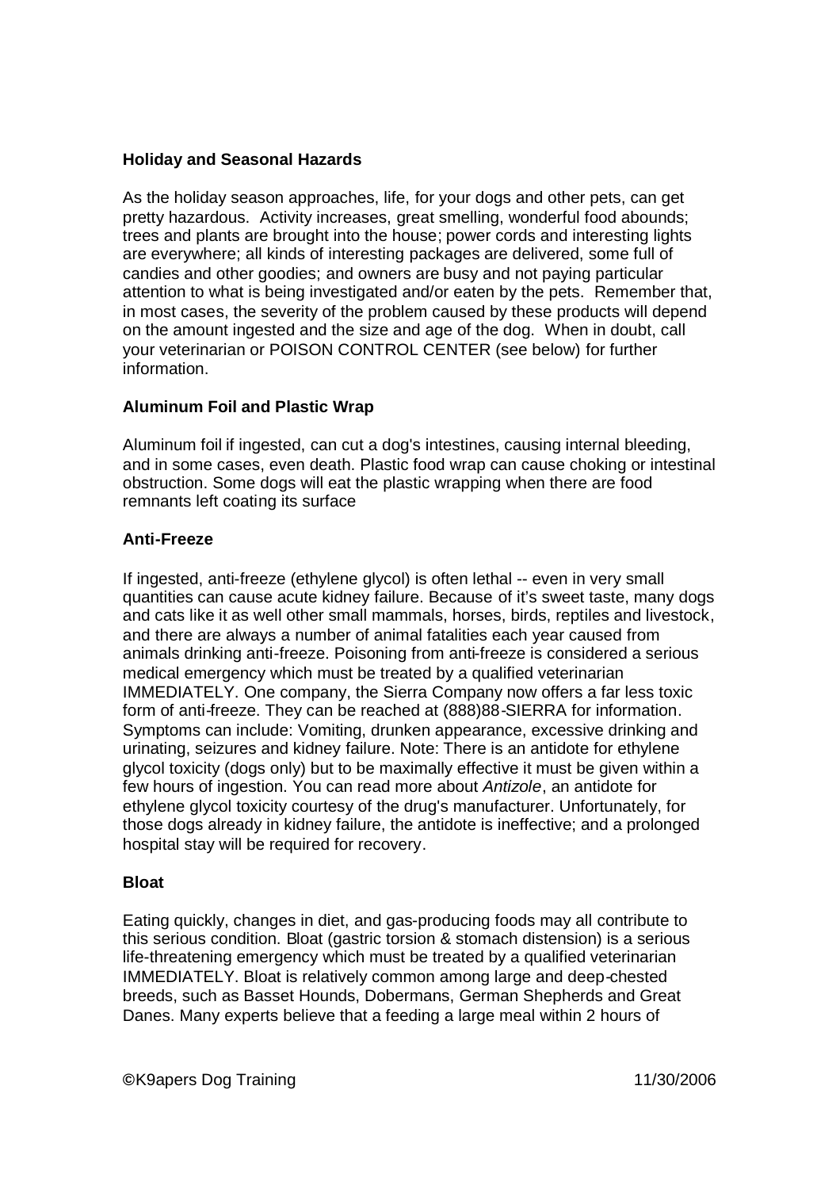## Holiday and Seasonal Hazards

As the holiday season approaches, life, for your dogs and other pets, can get pretty hazardous. Activity increases, great smelling, wonderful food abounds; trees and plants are brought into the house; power cords and interesting lights are everywhere; all kinds of interesting packages are delivered, some full of candies and other goodies; and owners are busy and not paying particular attention to what is being investigated and/or eaten by the pets. Remember that, in most cases, the severity of the problem caused by these products will depend on the amount ingested and the size and age of the dog. When in doubt, call your veterinarian or POISON CONTROL CENTER (see below) for further information.

### Aluminum Foil and Plastic Wrap

Aluminum foil if ingested, can cut a dog's intestines, causing internal bleeding, and in some cases, even death. Plastic food wrap can cause choking or intestinal obstruction. Some dogs will eat the plastic wrapping when there are food remnants left coating its surface

### Anti-Freeze

If ingested, anti-freeze (ethylene glycol) is often lethal -- even in very small quantities can cause acute kidney failure. Because of it's sweet taste, many dogs and cats like it as well other small mammals, horses, birds, reptiles and livestock, and there are always a number of animal fatalities each year caused from animals drinking anti-freeze. Poisoning from anti-freeze is considered a serious medical emergency which must be treated by a qualified veterinarian IMMEDIATELY. One company, the Sierra Company now offers a far less toxic form of anti-freeze. They can be reached at (888)88-SIERRA for information. Symptoms can include: Vomiting, drunken appearance, excessive drinking and urinating, seizures and kidney failure. Note: There is an antidote for ethylene glycol toxicity (dogs only) but to be maximally effective it must be given within a few hours of ingestion. You can read more about *Antizole*, an antidote for ethylene glycol toxicity courtesy of the drug's manufacturer. Unfortunately, for those dogs already in kidney failure, the antidote is ineffective; and a prolonged hospital stay will be required for recovery.

### Bloat

Eating quickly, changes in diet, and gas-producing foods may all contribute to this serious condition. Bloat (gastric torsion & stomach distension) is a serious life-threatening emergency which must be treated by a qualified veterinarian IMMEDIATELY. Bloat is relatively common among large and deep-chested breeds, such as Basset Hounds, Dobermans, German Shepherds and Great Danes. Many experts believe that a feeding a large meal within 2 hours of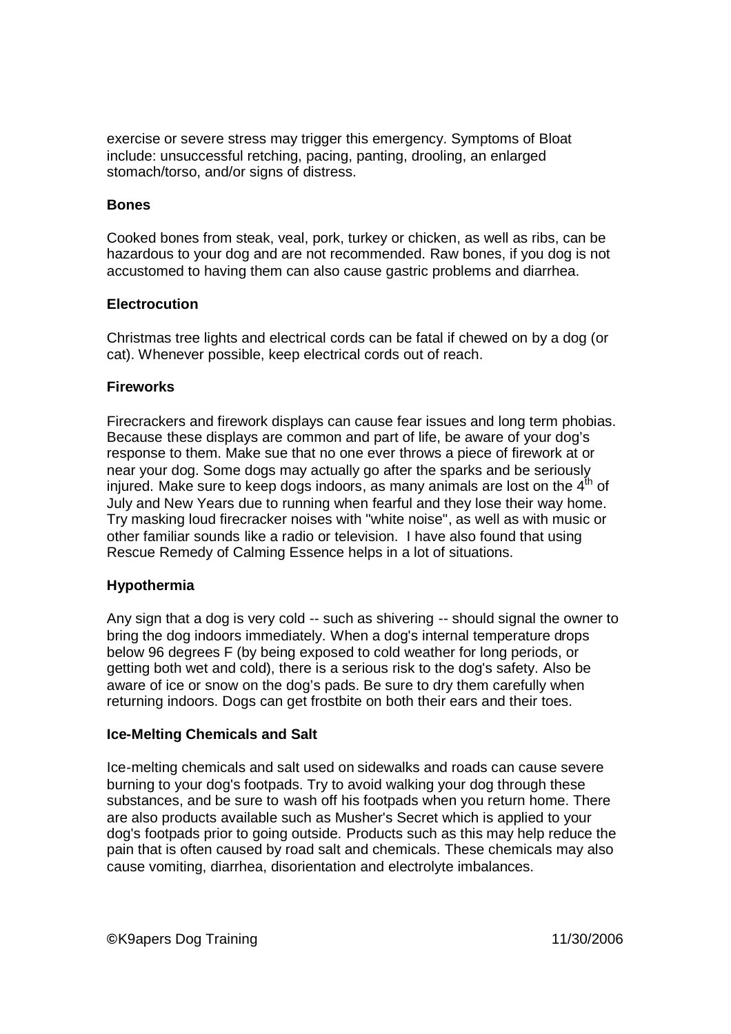exercise or severe stress may trigger this emergency. Symptoms of Bloat include: unsuccessful retching, pacing, panting, drooling, an enlarged stomach/torso, and/or signs of distress.

**Bones**

Cooked bones from steak, veal, pork, turkey or chicken, as well as ribs, can be hazardous to your dog and are not recommended. Raw bones, if you dog is not accustomed to having them can also cause gastric problems and diarrhea.

**Electrocution**

Christmas tree lights and electrical cords can be fatal if chewed on by a dog (or cat). Whenever possible, keep electrical cords out of reach.

**Fireworks**

Firecrackers and firework displays can cause fear issues and long term phobias. Because these displays are common and part of life, be aware of your dog's response to them. Make sue that no one ever throws a piece of firework at or near your dog. Some dogs may actually go after the sparks and be seriously injured. Make sure to keep dogs indoors, as many animals are lost on the 4th of July and New Years due to running when fearful and they lose their way home. Try masking loud firecracker noises with "white noise", as well as with music or other familiar sounds like a radio or television. I have also found that using Rescue Remedy of Calming Essence helps in a lot of situations.

**Hypothermia**

Any sign that a dog is very cold -- such as shivering -- should signal the owner to bring the dog indoors immediately. When a dog's internal temperature drops below 96 degrees F (by being exposed to cold weather for long periods, or getting both wet and cold), there is a serious risk to the dog's safety. Also be aware of ice or snow on the dog's pads. Be sure to dry them carefully when returning indoors. Dogs can get frostbite on both their ears and their toes.

**Ice-Melting Chemicals and Salt**

Ice-melting chemicals and salt used on sidewalks and roads can cause severe burning to your dog's footpads. Try to avoid walking your dog through these substances, and be sure to wash off his footpads when you return home. There are also products available such as Musher's Secret which is applied to your dog's footpads prior to going outside. Products such as this may help reduce the pain that is often caused by road salt and chemicals. These chemicals may also cause vomiting, diarrhea, disorientation and electrolyte imbalances.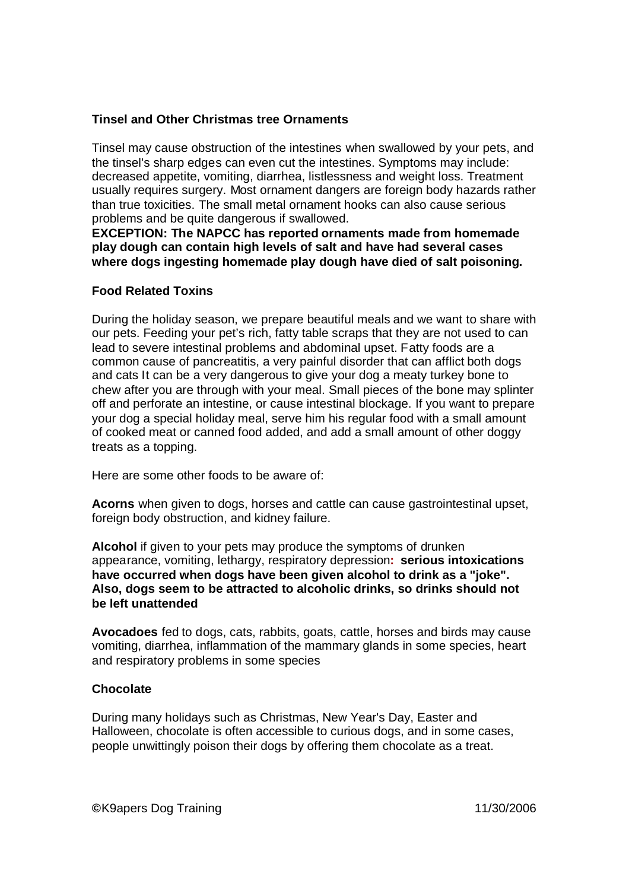**Tinsel and Other Christmas tree Ornaments**

Tinsel may cause obstruction of the intestines when swallowed by your pets, and the tinsel's sharp edges can even cut the intestines. Symptoms may include: decreased appetite, vomiting, diarrhea, listlessness and weight loss. Treatment usually requires surgery. Most ornament dangers are foreign body hazards rather than true toxicities. The small metal ornament hooks can also cause serious problems and be quite dangerous if swallowed.
**EXCEPTION: The NAPCC has reported ornaments made from homemade play dough can contain high levels of salt and have had several cases where dogs ingesting homemade play dough have died of salt poisoning.**

**Food Related Toxins**

During the holiday season, we prepare beautiful meals and we want to share with our pets. Feeding your pet's rich, fatty table scraps that they are not used to can lead to severe intestinal problems and abdominal upset. Fatty foods are a common cause of pancreatitis, a very painful disorder that can afflict both dogs and cats It can be a very dangerous to give your dog a meaty turkey bone to chew after you are through with your meal. Small pieces of the bone may splinter off and perforate an intestine, or cause intestinal blockage. If you want to prepare your dog a special holiday meal, serve him his regular food with a small amount of cooked meat or canned food added, and add a small amount of other doggy treats as a topping.

Here are some other foods to be aware of:

**Acorns** when given to dogs, horses and cattle can cause gastrointestinal upset, foreign body obstruction, and kidney failure.

**Alcohol** if given to your pets may produce the symptoms of drunken appearance, vomiting, lethargy, respiratory depression**: serious intoxications have occurred when dogs have been given alcohol to drink as a "joke". Also, dogs seem to be attracted to alcoholic drinks, so drinks should not be left unattended**

**Avocadoes** fed to dogs, cats, rabbits, goats, cattle, horses and birds may cause vomiting, diarrhea, inflammation of the mammary glands in some species, heart and respiratory problems in some species

**Chocolate**

During many holidays such as Christmas, New Year's Day, Easter and Halloween, chocolate is often accessible to curious dogs, and in some cases, people unwittingly poison their dogs by offering them chocolate as a treat.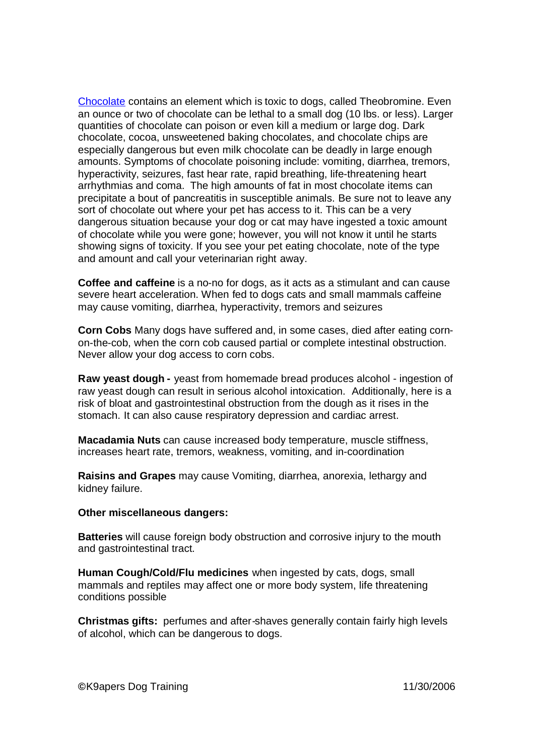[Chocolate] contains an element which is toxic to dogs, called Theobromine. Even an ounce or two of chocolate can be lethal to a small dog (10 lbs. or less). Larger quantities of chocolate can poison or even kill a medium or large dog. Dark chocolate, cocoa, unsweetened baking chocolates, and chocolate chips are especially dangerous but even milk chocolate can be deadly in large enough amounts. Symptoms of chocolate poisoning include: vomiting, diarrhea, tremors, hyperactivity, seizures, fast hear rate, rapid breathing, life-threatening heart arrhythmias and coma. The high amounts of fat in most chocolate items can precipitate a bout of pancreatitis in susceptible animals. Be sure not to leave any sort of chocolate out where your pet has access to it. This can be a very dangerous situation because your dog or cat may have ingested a toxic amount of chocolate while you were gone; however, you will not know it until he starts showing signs of toxicity. If you see your pet eating chocolate, note of the type and amount and call your veterinarian right away.

**Coffee and caffeine** is a no-no for dogs, as it acts as a stimulant and can cause severe heart acceleration. When fed to dogs cats and small mammals caffeine may cause vomiting, diarrhea, hyperactivity, tremors and seizures

**Corn Cobs** Many dogs have suffered and, in some cases, died after eating corn-on-the-cob, when the corn cob caused partial or complete intestinal obstruction. Never allow your dog access to corn cobs.

**Raw yeast dough -** yeast from homemade bread produces alcohol - ingestion of raw yeast dough can result in serious alcohol intoxication. Additionally, here is a risk of bloat and gastrointestinal obstruction from the dough as it rises in the stomach. It can also cause respiratory depression and cardiac arrest.

**Macadamia Nuts** can cause increased body temperature, muscle stiffness, increases heart rate, tremors, weakness, vomiting, and in-coordination

**Raisins and Grapes** may cause Vomiting, diarrhea, anorexia, lethargy and kidney failure.

**Other miscellaneous dangers:**

**Batteries** will cause foreign body obstruction and corrosive injury to the mouth and gastrointestinal tract.

**Human Cough/Cold/Flu medicines** when ingested by cats, dogs, small mammals and reptiles may affect one or more body system, life threatening conditions possible

**Christmas gifts:** perfumes and after-shaves generally contain fairly high levels of alcohol, which can be dangerous to dogs.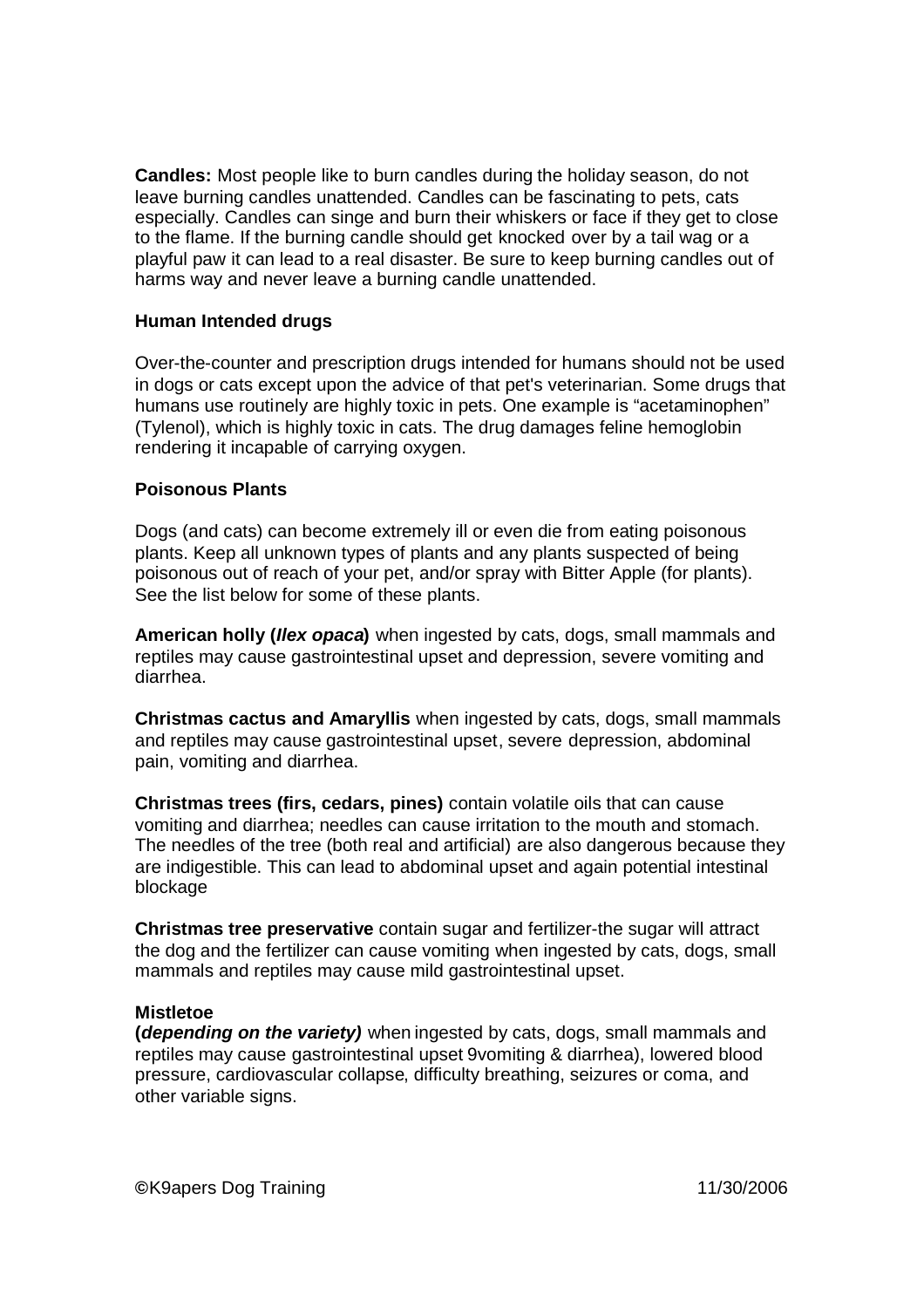**Candles:** Most people like to burn candles during the holiday season, do not leave burning candles unattended. Candles can be fascinating to pets, cats especially. Candles can singe and burn their whiskers or face if they get to close to the flame. If the burning candle should get knocked over by a tail wag or a playful paw it can lead to a real disaster. Be sure to keep burning candles out of harms way and never leave a burning candle unattended.

**Human Intended drugs**

Over-the-counter and prescription drugs intended for humans should not be used in dogs or cats except upon the advice of that pet's veterinarian. Some drugs that humans use routinely are highly toxic in pets. One example is “acetaminophen” (Tylenol), which is highly toxic in cats. The drug damages feline hemoglobin rendering it incapable of carrying oxygen.

**Poisonous Plants**

Dogs (and cats) can become extremely ill or even die from eating poisonous plants. Keep all unknown types of plants and any plants suspected of being poisonous out of reach of your pet, and/or spray with Bitter Apple (for plants). See the list below for some of these plants.

**American holly (*Ilex opaca*)** when ingested by cats, dogs, small mammals and reptiles may cause gastrointestinal upset and depression, severe vomiting and diarrhea.

**Christmas cactus and Amaryllis** when ingested by cats, dogs, small mammals and reptiles may cause gastrointestinal upset, severe depression, abdominal pain, vomiting and diarrhea.

**Christmas trees (firs, cedars, pines)** contain volatile oils that can cause vomiting and diarrhea; needles can cause irritation to the mouth and stomach. The needles of the tree (both real and artificial) are also dangerous because they are indigestible. This can lead to abdominal upset and again potential intestinal blockage

**Christmas tree preservative** contain sugar and fertilizer-the sugar will attract the dog and the fertilizer can cause vomiting when ingested by cats, dogs, small mammals and reptiles may cause mild gastrointestinal upset.

**Mistletoe**
**(*depending on the variety)*** when ingested by cats, dogs, small mammals and reptiles may cause gastrointestinal upset 9vomiting & diarrhea), lowered blood pressure, cardiovascular collapse, difficulty breathing, seizures or coma, and other variable signs.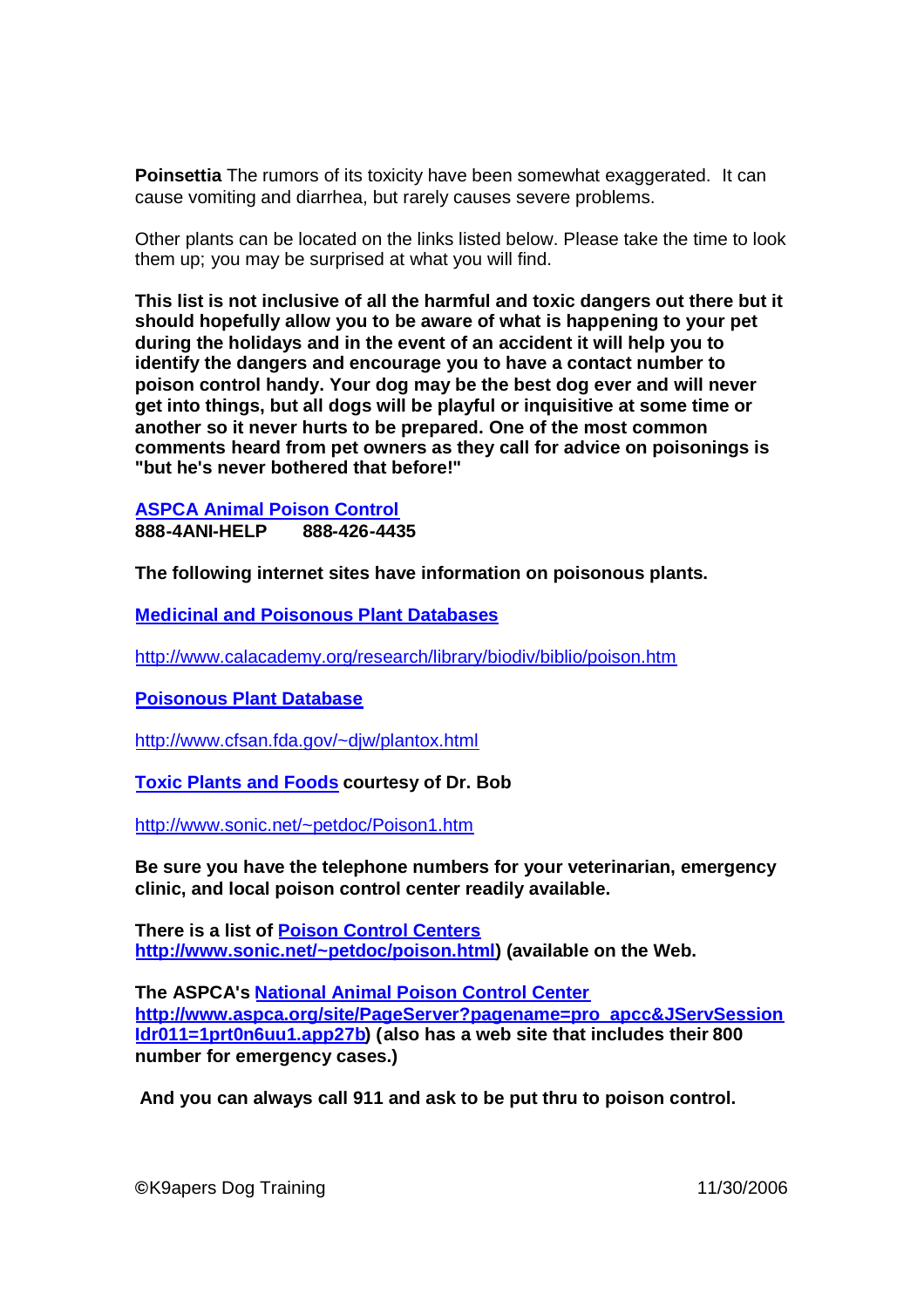**Poinsettia** The rumors of its toxicity have been somewhat exaggerated. It can cause vomiting and diarrhea, but rarely causes severe problems.

Other plants can be located on the links listed below. Please take the time to look them up; you may be surprised at what you will find.

**This list is not inclusive of all the harmful and toxic dangers out there but it should hopefully allow you to be aware of what is happening to your pet during the holidays and in the event of an accident it will help you to identify the dangers and encourage you to have a contact number to poison control handy. Your dog may be the best dog ever and will never get into things, but all dogs will be playful or inquisitive at some time or another so it never hurts to be prepared. One of the most common comments heard from pet owners as they call for advice on poisonings is "but he's never bothered that before!"**

**ASPCA Animal Poison Control**
**888-4ANI-HELP 888-426-4435**

**The following internet sites have information on poisonous plants.**

**Medicinal and Poisonous Plant Databases**

http://www.calacademy.org/research/library/biodiv/biblio/poison.htm

**Poisonous Plant Database**

http://www.cfsan.fda.gov/~djw/plantox.html

**Toxic Plants and Foods courtesy of Dr. Bob**

http://www.sonic.net/~petdoc/Poison1.htm

**Be sure you have the telephone numbers for your veterinarian, emergency clinic, and local poison control center readily available.**

**There is a list of Poison Control Centers http://www.sonic.net/~petdoc/poison.html) (available on the Web.**

**The ASPCA's National Animal Poison Control Center http://www.aspca.org/site/PageServer?pagename=pro_apcc&JServSessionIdr011=1prt0n6uu1.app27b) (also has a web site that includes their 800 number for emergency cases.)**

**And you can always call 911 and ask to be put thru to poison control.**

©K9apers Dog Training 11/30/2006